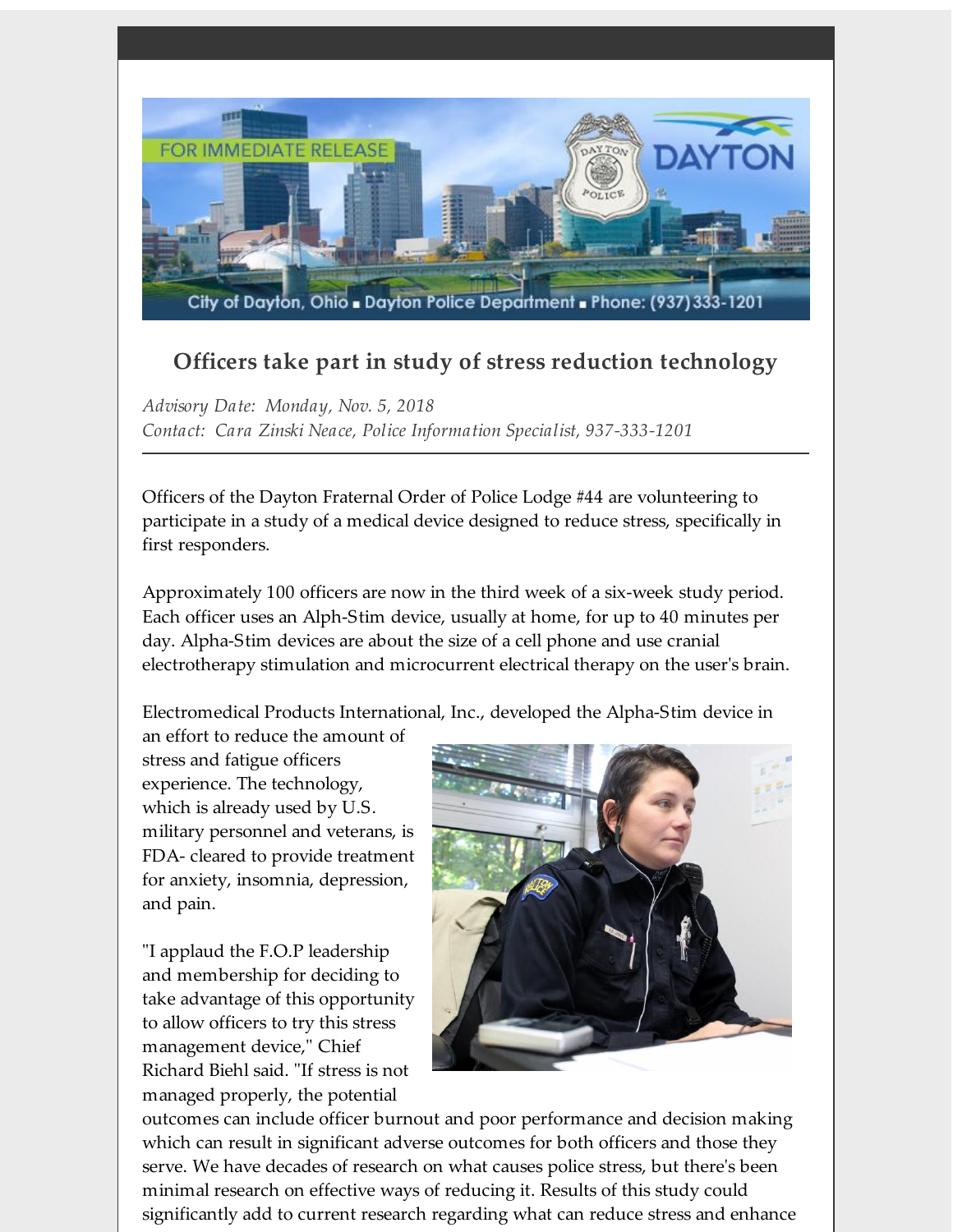FOR IMMEDIATE RELEASE

City of Dayton, Ohio ■ Dayton Police Department ■ Phone: (937) 333-1201

## Officers take part in study of stress reduction technology

*Advisory Date: Monday, Nov. 5, 2018*
*Contact: Cara Zinski Neace, Police Information Specialist, 937-333-1201*

---

Officers of the Dayton Fraternal Order of Police Lodge #44 are volunteering to participate in a study of a medical device designed to reduce stress, specifically in first responders.

Approximately 100 officers are now in the third week of a six-week study period. Each officer uses an Alph-Stim device, usually at home, for up to 40 minutes per day. Alpha-Stim devices are about the size of a cell phone and use cranial electrotherapy stimulation and microcurrent electrical therapy on the user's brain.

Electromedical Products International, Inc., developed the Alpha-Stim device in an effort to reduce the amount of stress and fatigue officers experience. The technology, which is already used by U.S. military personnel and veterans, is FDA- cleared to provide treatment for anxiety, insomnia, depression, and pain.

"I applaud the F.O.P leadership and membership for deciding to take advantage of this opportunity to allow officers to try this stress management device," Chief Richard Biehl said. "If stress is not managed properly, the potential outcomes can include officer burnout and poor performance and decision making which can result in significant adverse outcomes for both officers and those they serve. We have decades of research on what causes police stress, but there's been minimal research on effective ways of reducing it. Results of this study could significantly add to current research regarding what can reduce stress and enhance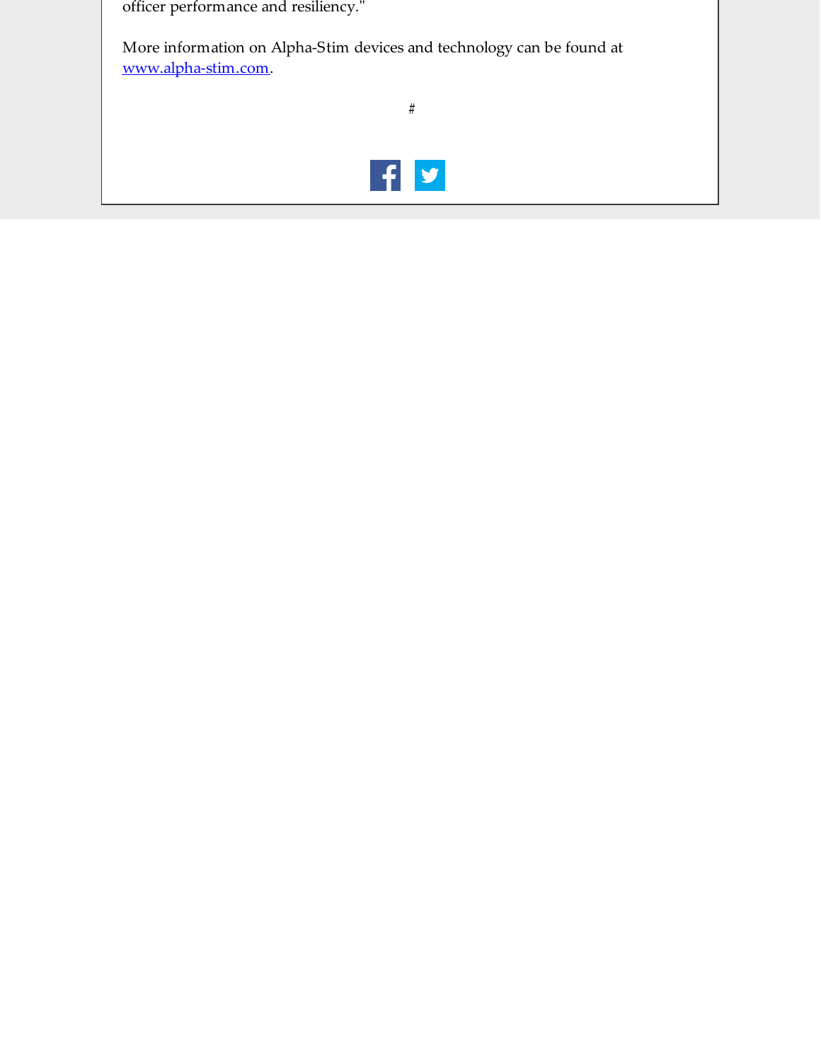officer performance and resiliency."

More information on Alpha-Stim devices and technology can be found at [www.alpha-stim.com](http://www.alpha-stim.com).

#